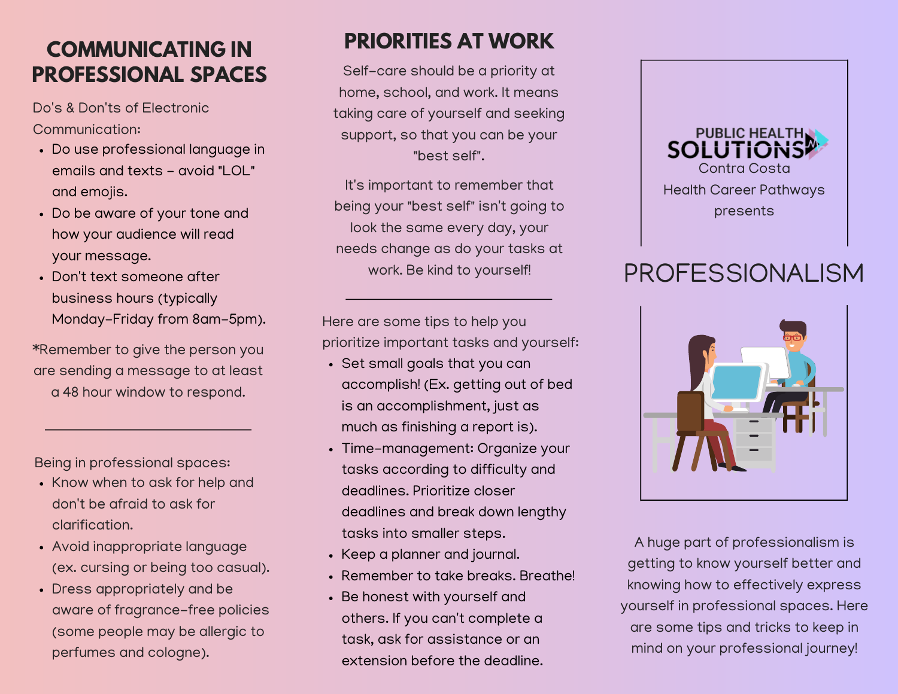# COMMUNICATING IN PROFESSIONAL SPACES

Do's & Don'ts of Electronic Communication:

- Do use professional language in emails and texts – avoid "LOL" and emojis.
- Do be aware of your tone and how your audience will read your message.
- Don't text someone after business hours (typically Monday–Friday from 8am–5pm).

*Remember to give the person you are sending a message to at least a 48 hour window to respond.

---

Being in professional spaces:

- Know when to ask for help and don't be afraid to ask for clarification.
- Avoid inappropriate language (ex. cursing or being too casual).
- Dress appropriately and be aware of fragrance-free policies (some people may be allergic to perfumes and cologne).

# PRIORITIES AT WORK

Self-care should be a priority at home, school, and work. It means taking care of yourself and seeking support, so that you can be your "best self".

It's important to remember that being your "best self" isn't going to look the same every day, your needs change as do your tasks at work. Be kind to yourself!

---

Here are some tips to help you prioritize important tasks and yourself:

- Set small goals that you can accomplish! (Ex. getting out of bed is an accomplishment, just as much as finishing a report is).
- Time-management: Organize your tasks according to difficulty and deadlines. Prioritize closer deadlines and break down lengthy tasks into smaller steps.
- Keep a planner and journal.
- Remember to take breaks. Breathe!
- Be honest with yourself and others. If you can't complete a task, ask for assistance or an extension before the deadline.

PUBLIC HEALTH SOLUTIONS

Contra Costa Health Career Pathways presents

# PROFESSIONALISM

A huge part of professionalism is getting to know yourself better and knowing how to effectively express yourself in professional spaces. Here are some tips and tricks to keep in mind on your professional journey!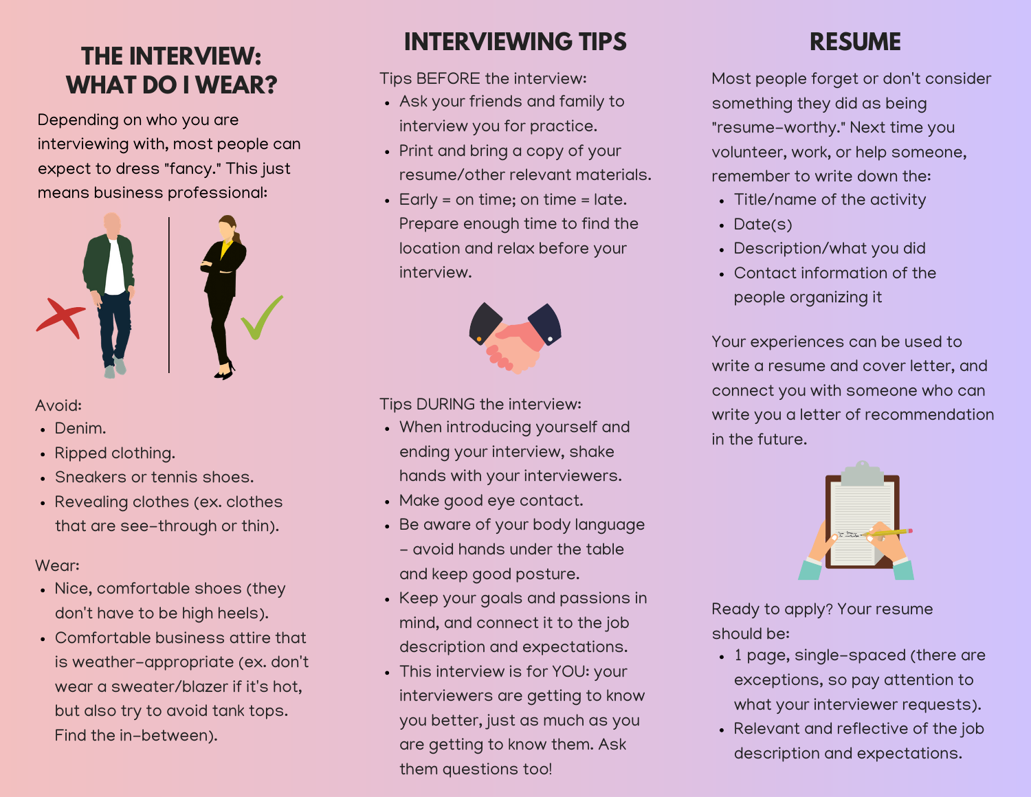## THE INTERVIEW: WHAT DO I WEAR?

Depending on who you are interviewing with, most people can expect to dress "fancy." This just means business professional:

Avoid:

- Denim.
- Ripped clothing.
- Sneakers or tennis shoes.
- Revealing clothes (ex. clothes that are see-through or thin).

Wear:

- Nice, comfortable shoes (they don't have to be high heels).
- Comfortable business attire that is weather-appropriate (ex. don't wear a sweater/blazer if it's hot, but also try to avoid tank tops. Find the in-between).

## INTERVIEWING TIPS

Tips BEFORE the interview:

- Ask your friends and family to interview you for practice.
- Print and bring a copy of your resume/other relevant materials.
- Early = on time; on time = late. Prepare enough time to find the location and relax before your interview.

Tips DURING the interview:

- When introducing yourself and ending your interview, shake hands with your interviewers.
- Make good eye contact.
- Be aware of your body language – avoid hands under the table and keep good posture.
- Keep your goals and passions in mind, and connect it to the job description and expectations.
- This interview is for YOU: your interviewers are getting to know you better, just as much as you are getting to know them. Ask them questions too!

## RESUME

Most people forget or don't consider something they did as being "resume-worthy." Next time you volunteer, work, or help someone, remember to write down the:

- Title/name of the activity
- Date(s)
- Description/what you did
- Contact information of the people organizing it

Your experiences can be used to write a resume and cover letter, and connect you with someone who can write you a letter of recommendation in the future.

Ready to apply? Your resume should be:

- 1 page, single-spaced (there are exceptions, so pay attention to what your interviewer requests).
- Relevant and reflective of the job description and expectations.